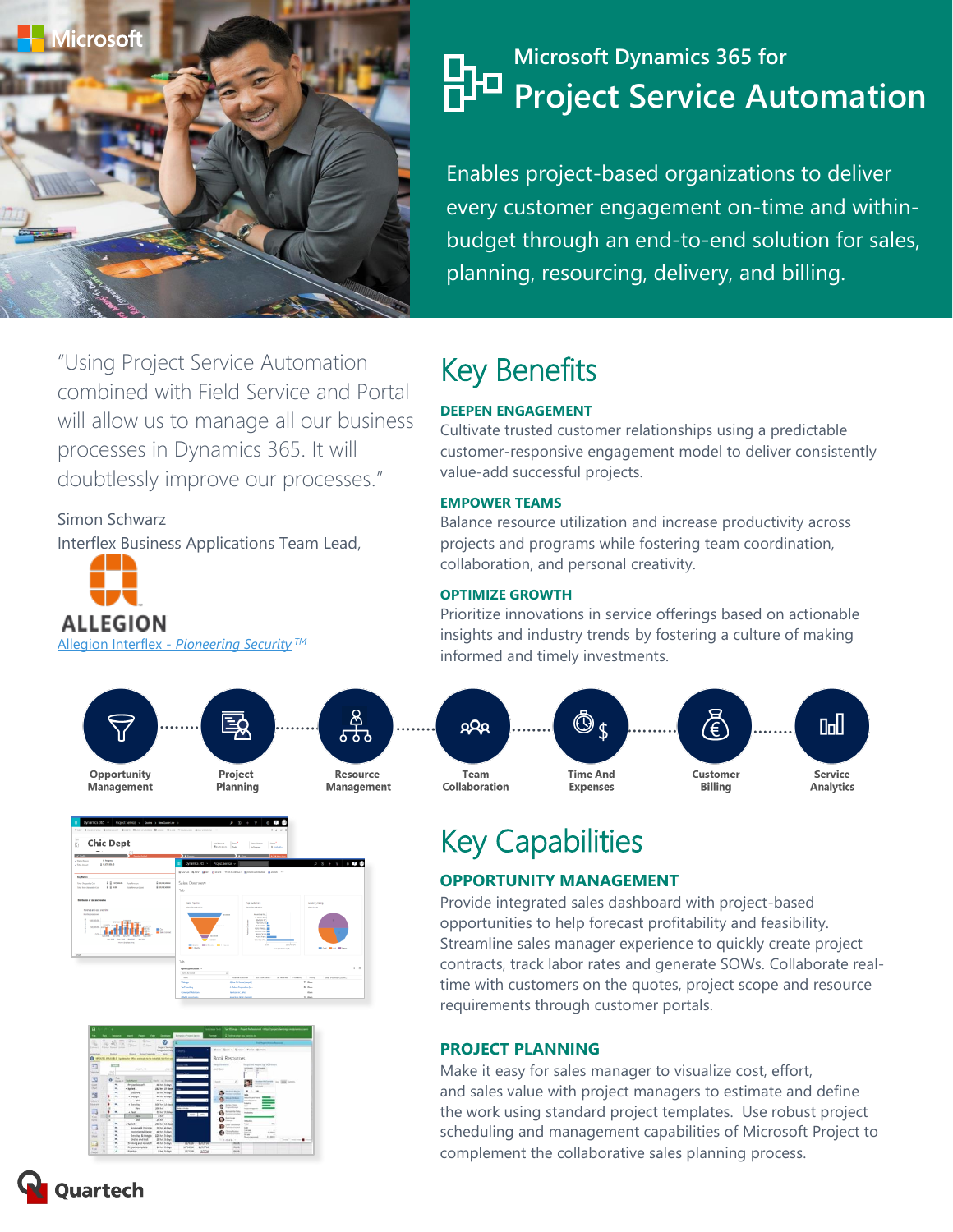Microsoft

Microsoft Dynamics 365 for

# Project Service Automation

Enables project-based organizations to deliver every customer engagement on-time and within-budget through an end-to-end solution for sales, planning, resourcing, delivery, and billing.

"Using Project Service Automation combined with Field Service and Portal will allow us to manage all our business processes in Dynamics 365. It will doubtlessly improve our processes."

Simon Schwarz

Interflex Business Applications Team Lead,

ALLEGION

[Allegion Interflex - *Pioneering Security* ™]

## Key Benefits

### DEEPEN ENGAGEMENT

Cultivate trusted customer relationships using a predictable customer-responsive engagement model to deliver consistently value-add successful projects.

### EMPOWER TEAMS

Balance resource utilization and increase productivity across projects and programs while fostering team coordination, collaboration, and personal creativity.

### OPTIMIZE GROWTH

Prioritize innovations in service offerings based on actionable insights and industry trends by fostering a culture of making informed and timely investments.

Opportunity Management · Project Planning · Resource Management · Team Collaboration · Time And Expenses · Customer Billing · Service Analytics

## Key Capabilities

### OPPORTUNITY MANAGEMENT

Provide integrated sales dashboard with project-based opportunities to help forecast profitability and feasibility. Streamline sales manager experience to quickly create project contracts, track labor rates and generate SOWs. Collaborate real-time with customers on the quotes, project scope and resource requirements through customer portals.

### PROJECT PLANNING

Make it easy for sales manager to visualize cost, effort, and sales value with project managers to estimate and define the work using standard project templates. Use robust project scheduling and management capabilities of Microsoft Project to complement the collaborative sales planning process.

Quartech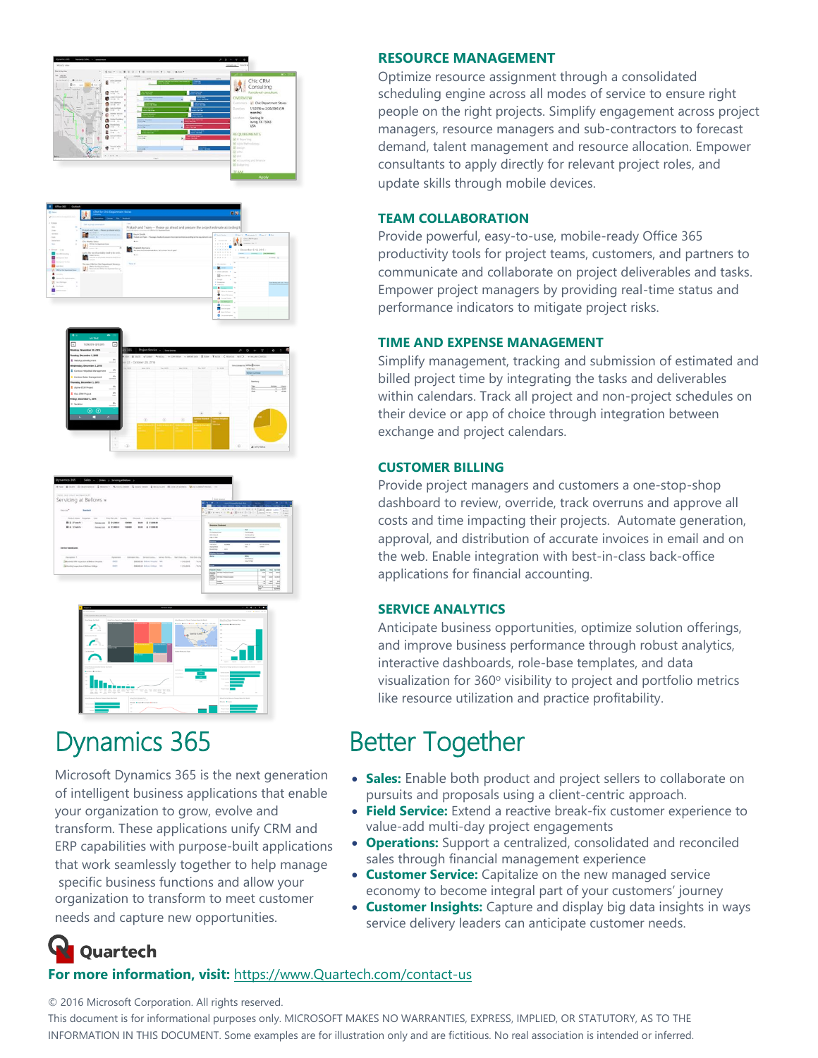## RESOURCE MANAGEMENT

Optimize resource assignment through a consolidated scheduling engine across all modes of service to ensure right people on the right projects. Simplify engagement across project managers, resource managers and sub-contractors to forecast demand, talent management and resource allocation. Empower consultants to apply directly for relevant project roles, and update skills through mobile devices.

## TEAM COLLABORATION

Provide powerful, easy-to-use, mobile-ready Office 365 productivity tools for project teams, customers, and partners to communicate and collaborate on project deliverables and tasks. Empower project managers by providing real-time status and performance indicators to mitigate project risks.

## TIME AND EXPENSE MANAGEMENT

Simplify management, tracking and submission of estimated and billed project time by integrating the tasks and deliverables within calendars. Track all project and non-project schedules on their device or app of choice through integration between exchange and project calendars.

## CUSTOMER BILLING

Provide project managers and customers a one-stop-shop dashboard to review, override, track overruns and approve all costs and time impacting their projects. Automate generation, approval, and distribution of accurate invoices in email and on the web. Enable integration with best-in-class back-office applications for financial accounting.

## SERVICE ANALYTICS

Anticipate business opportunities, optimize solution offerings, and improve business performance through robust analytics, interactive dashboards, role-base templates, and data visualization for 360º visibility to project and portfolio metrics like resource utilization and practice profitability.

# Dynamics 365

Microsoft Dynamics 365 is the next generation of intelligent business applications that enable your organization to grow, evolve and transform. These applications unify CRM and ERP capabilities with purpose-built applications that work seamlessly together to help manage specific business functions and allow your organization to transform to meet customer needs and capture new opportunities.

# Better Together

- **Sales:** Enable both product and project sellers to collaborate on pursuits and proposals using a client-centric approach.
- **Field Service:** Extend a reactive break-fix customer experience to value-add multi-day project engagements
- **Operations:** Support a centralized, consolidated and reconciled sales through financial management experience
- **Customer Service:** Capitalize on the new managed service economy to become integral part of your customers' journey
- **Customer Insights:** Capture and display big data insights in ways service delivery leaders can anticipate customer needs.

Quartech

**For more information, visit:** https://www.Quartech.com/contact-us

© 2016 Microsoft Corporation. All rights reserved.

This document is for informational purposes only. MICROSOFT MAKES NO WARRANTIES, EXPRESS, IMPLIED, OR STATUTORY, AS TO THE INFORMATION IN THIS DOCUMENT. Some examples are for illustration only and are fictitious. No real association is intended or inferred.